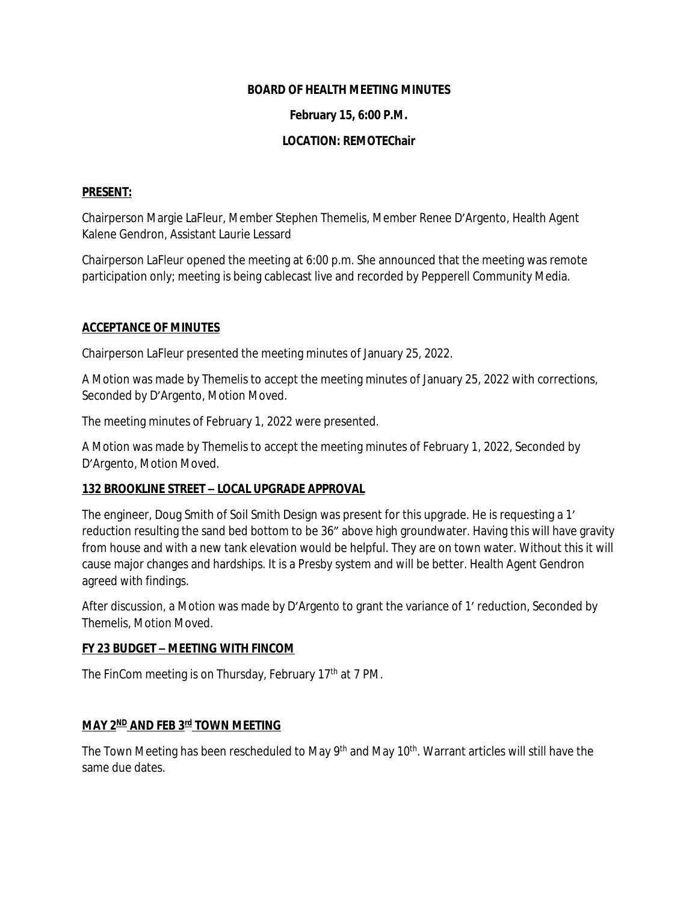**BOARD OF HEALTH MEETING MINUTES**

**February 15, 6:00 P.M.**

**LOCATION: REMOTEChair**

**PRESENT:**

Chairperson Margie LaFleur, Member Stephen Themelis, Member Renee D'Argento, Health Agent Kalene Gendron, Assistant Laurie Lessard

Chairperson LaFleur opened the meeting at 6:00 p.m. She announced that the meeting was remote participation only; meeting is being cablecast live and recorded by Pepperell Community Media.

**ACCEPTANCE OF MINUTES**

Chairperson LaFleur presented the meeting minutes of January 25, 2022.

A Motion was made by Themelis to accept the meeting minutes of January 25, 2022 with corrections, Seconded by D'Argento, Motion Moved.

The meeting minutes of February 1, 2022 were presented.

A Motion was made by Themelis to accept the meeting minutes of February 1, 2022, Seconded by D'Argento, Motion Moved.

**132 BROOKLINE STREET – LOCAL UPGRADE APPROVAL**

The engineer, Doug Smith of Soil Smith Design was present for this upgrade. He is requesting a 1' reduction resulting the sand bed bottom to be 36" above high groundwater. Having this will have gravity from house and with a new tank elevation would be helpful. They are on town water. Without this it will cause major changes and hardships. It is a Presby system and will be better. Health Agent Gendron agreed with findings.

After discussion, a Motion was made by D'Argento to grant the variance of 1' reduction, Seconded by Themelis, Motion Moved.

**FY 23 BUDGET – MEETING WITH FINCOM**

The FinCom meeting is on Thursday, February 17th at 7 PM.

**MAY 2ND AND FEB 3rd TOWN MEETING**

The Town Meeting has been rescheduled to May 9th and May 10th. Warrant articles will still have the same due dates.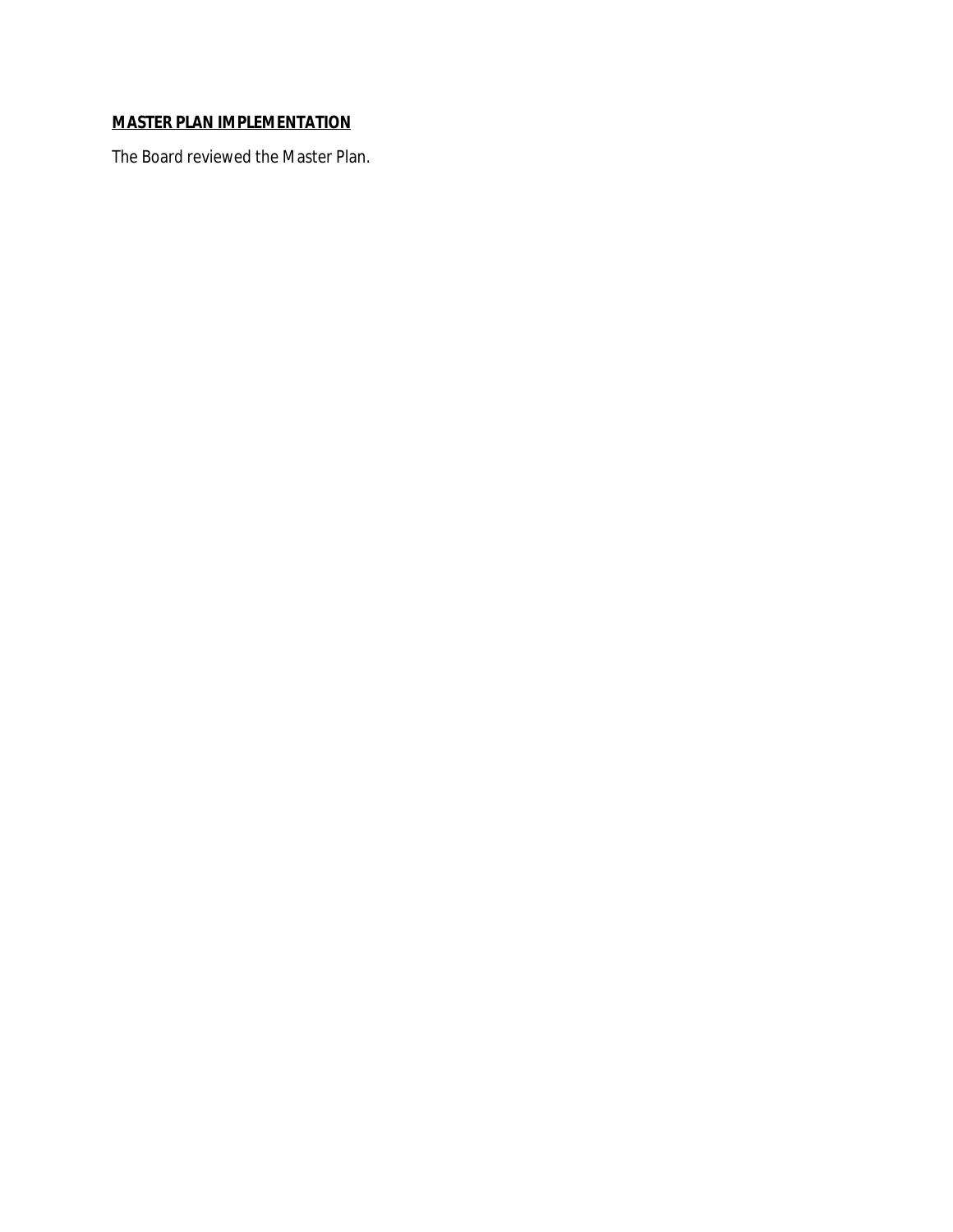**MASTER PLAN IMPLEMENTATION**

The Board reviewed the Master Plan.